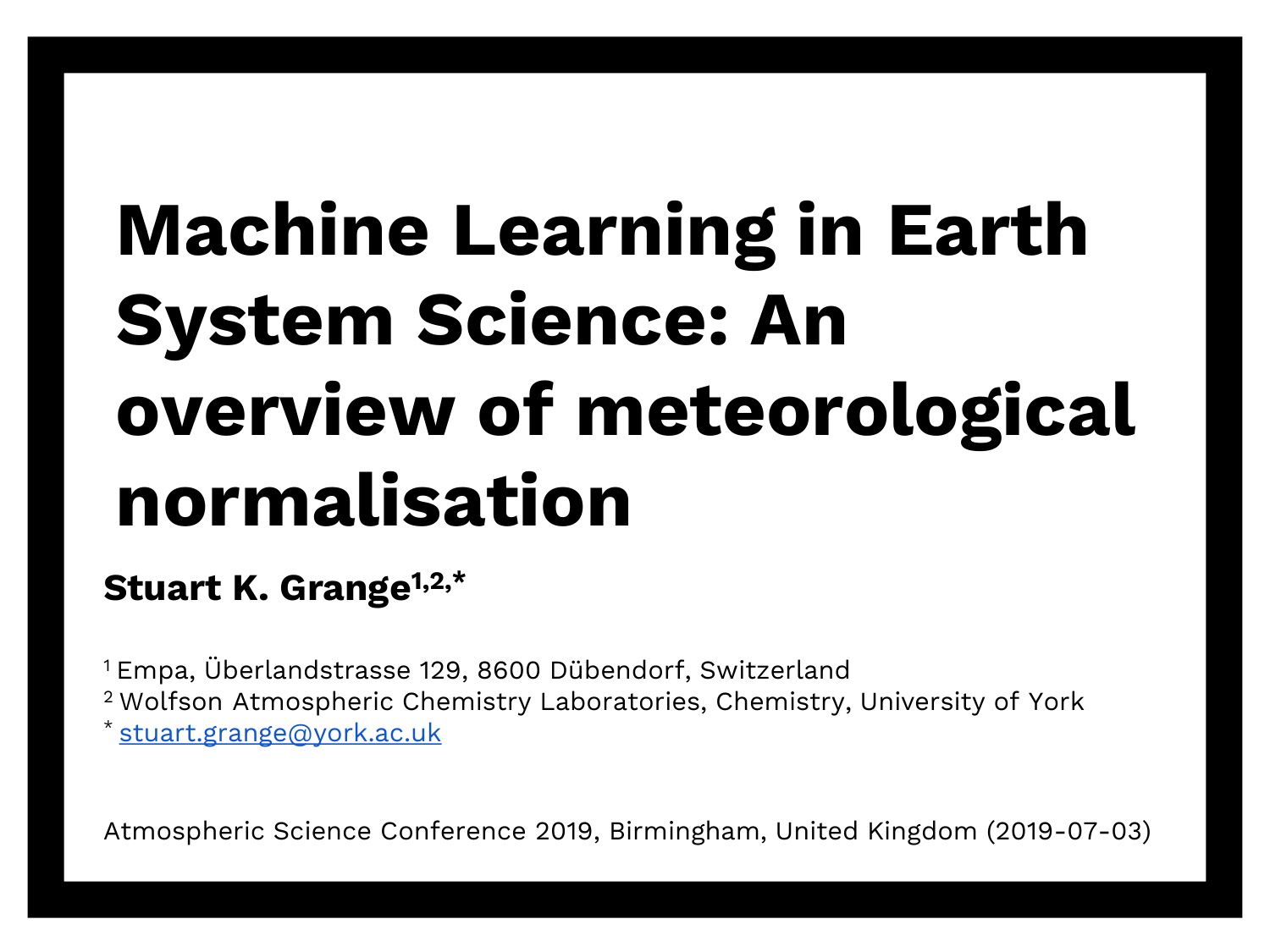# Machine Learning in Earth System Science: An overview of meteorological normalisation

**Stuart K. Grange[1,2,*]**

[1] Empa, Überlandstrasse 129, 8600 Dübendorf, Switzerland
[2] Wolfson Atmospheric Chemistry Laboratories, Chemistry, University of York
[*] stuart.grange@york.ac.uk

Atmospheric Science Conference 2019, Birmingham, United Kingdom (2019-07-03)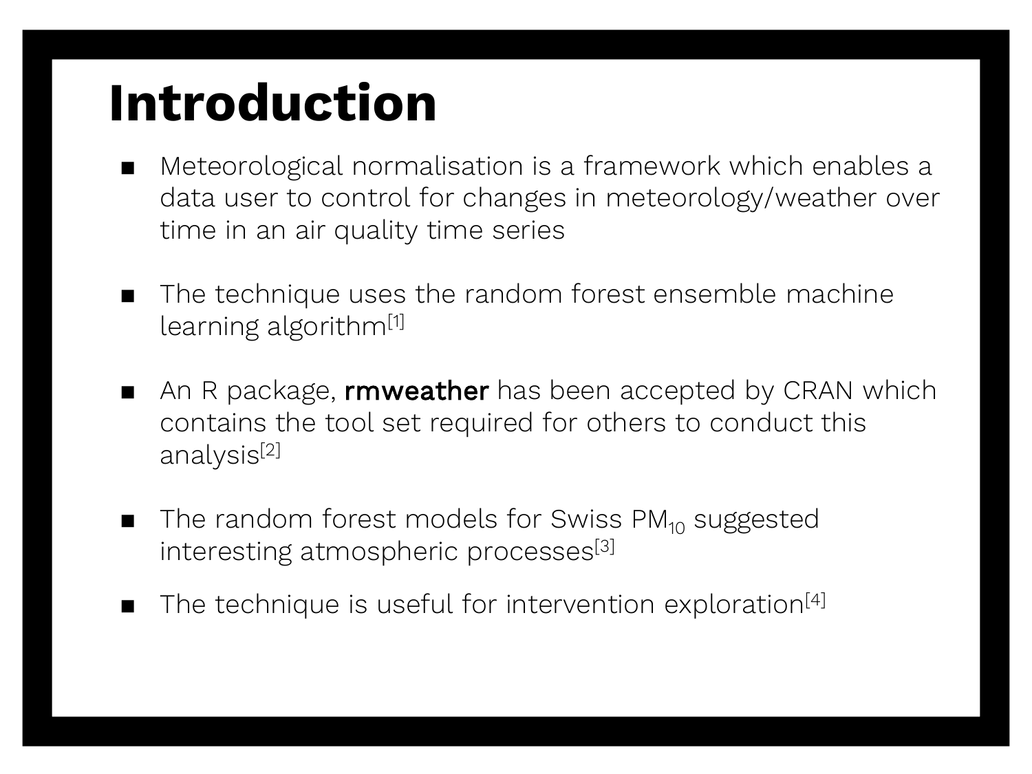# Introduction

- Meteorological normalisation is a framework which enables a data user to control for changes in meteorology/weather over time in an air quality time series
- The technique uses the random forest ensemble machine learning algorithm[1]
- An R package, **rmweather** has been accepted by CRAN which contains the tool set required for others to conduct this analysis[2]
- The random forest models for Swiss $PM_{10}$ suggested interesting atmospheric processes[3]
- The technique is useful for intervention exploration[4]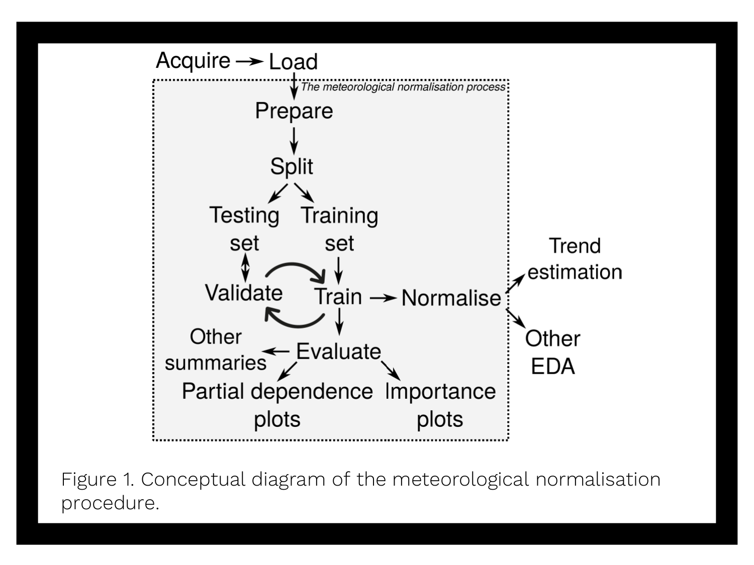Figure 1. Conceptual diagram of the meteorological normalisation procedure.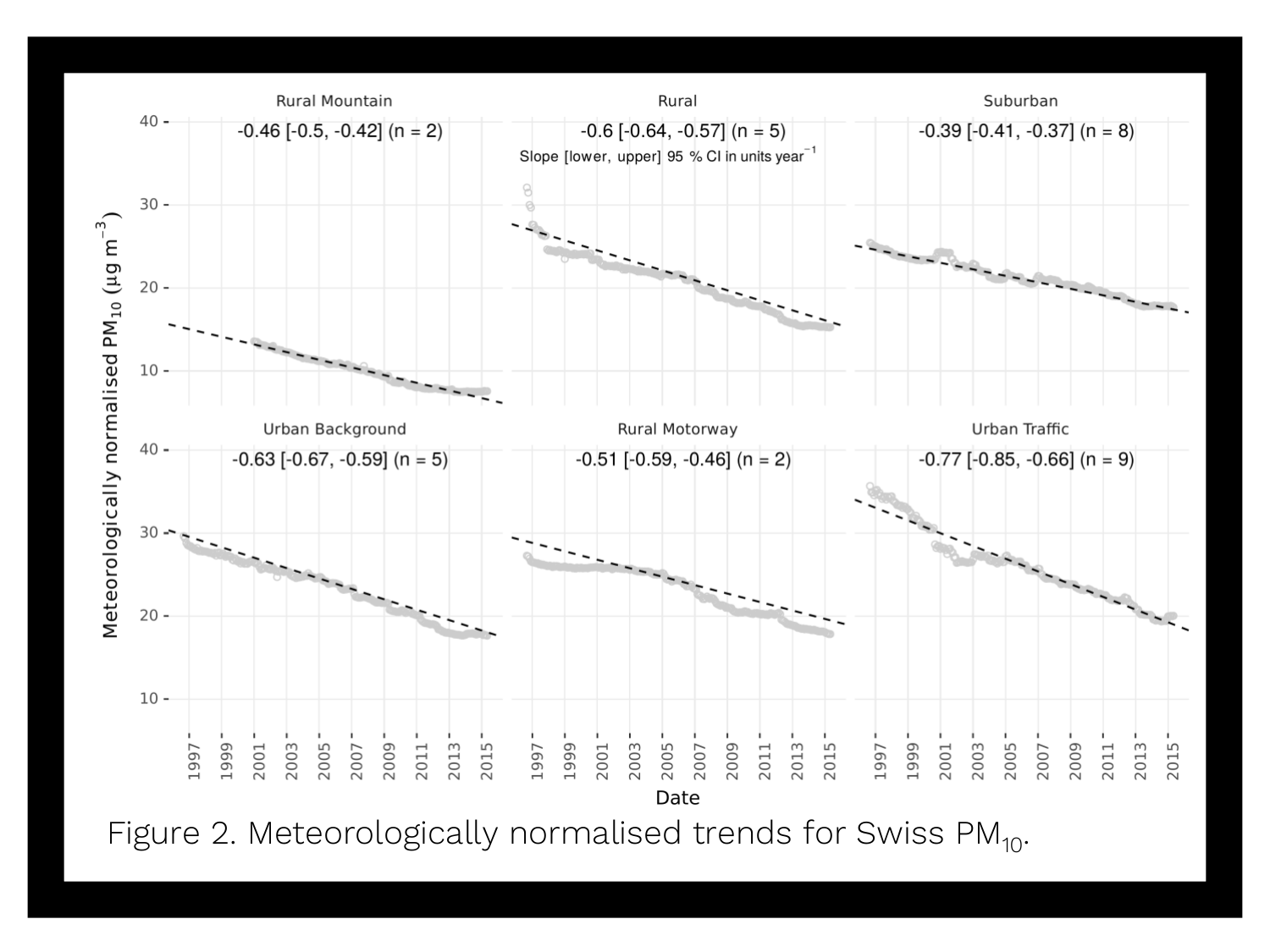Figure 2. Meteorologically normalised trends for Swiss $PM_{10}$.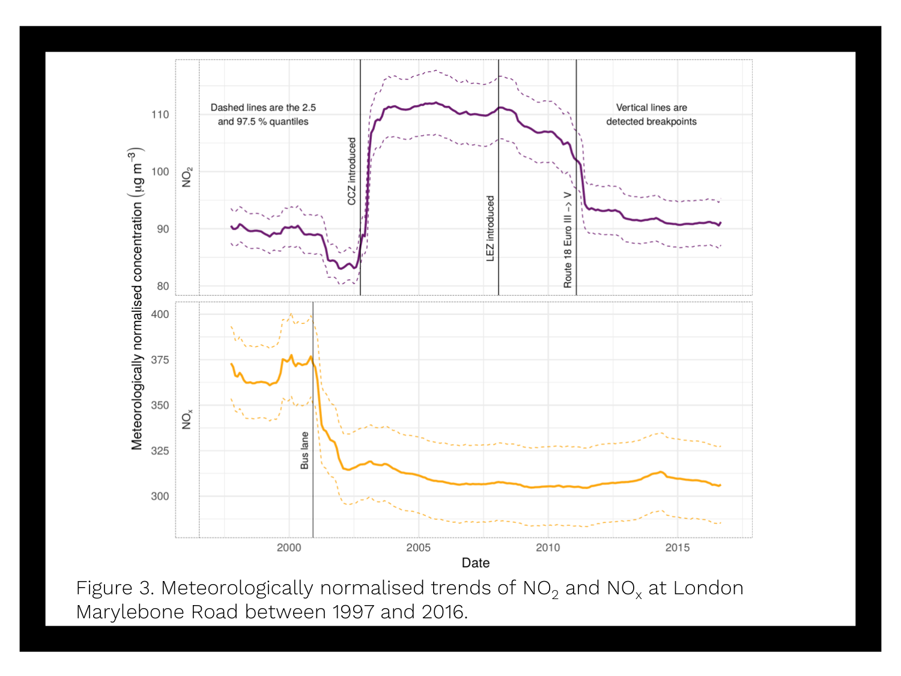Figure 3. Meteorologically normalised trends of $NO_2$ and $NO_x$ at London Marylebone Road between 1997 and 2016.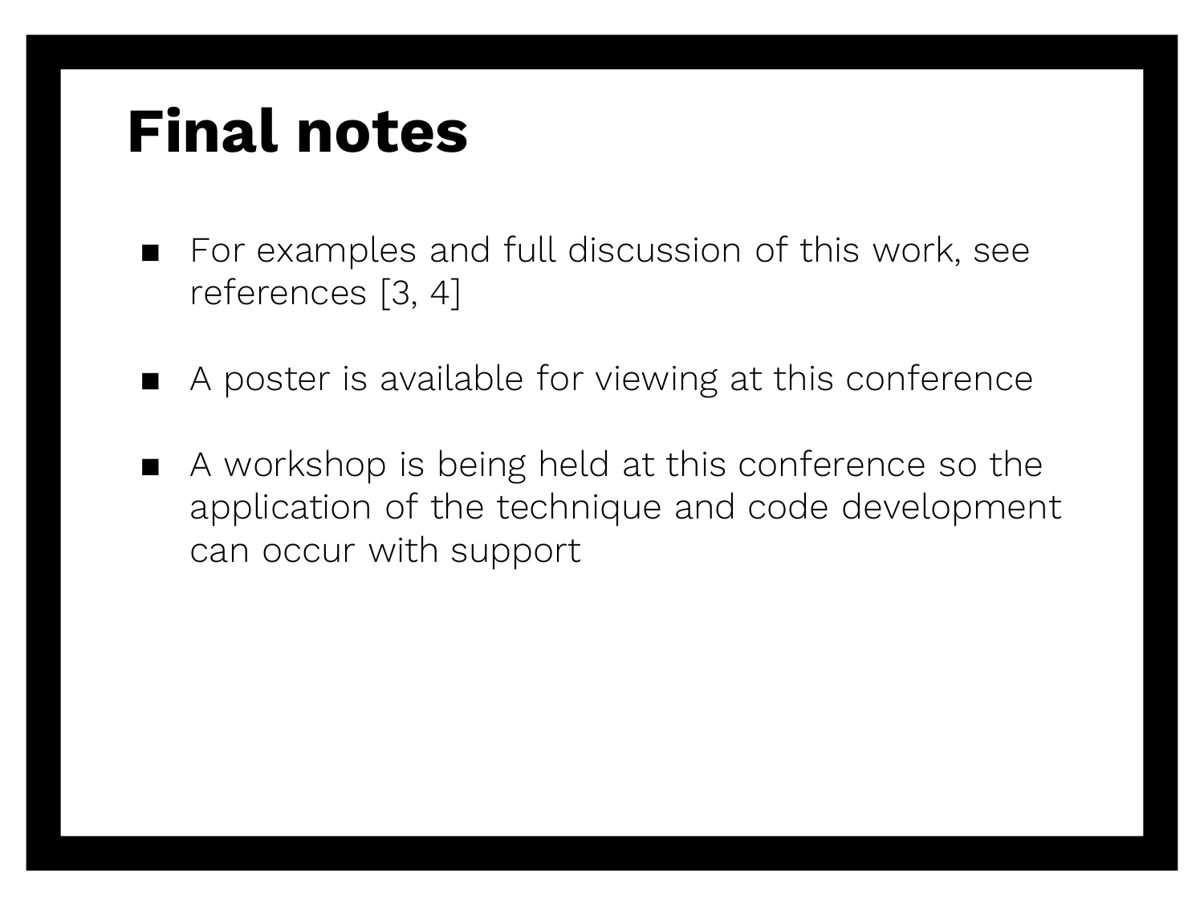# Final notes

- For examples and full discussion of this work, see references [3, 4]
- A poster is available for viewing at this conference
- A workshop is being held at this conference so the application of the technique and code development can occur with support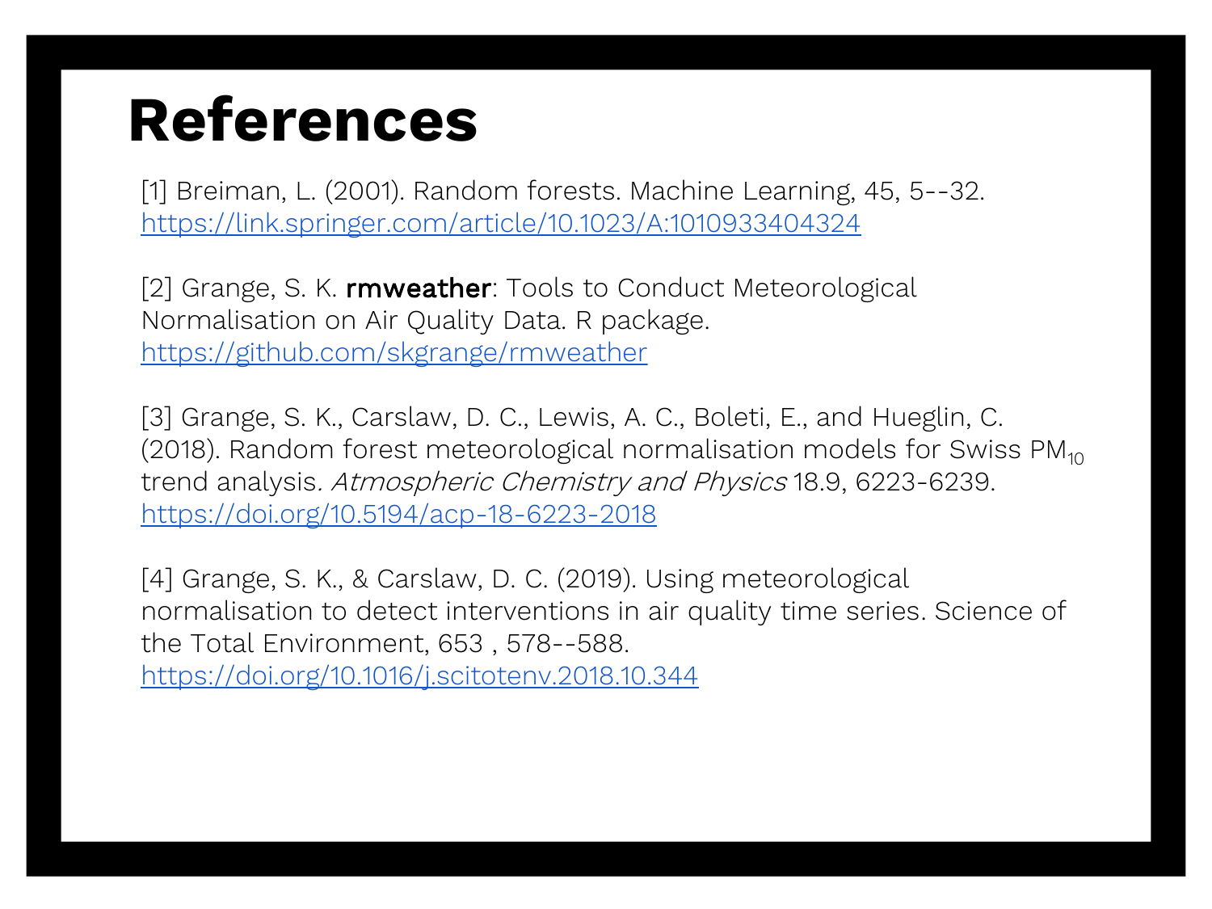# References

[1] Breiman, L. (2001). Random forests. Machine Learning, 45, 5--32. https://link.springer.com/article/10.1023/A:1010933404324

[2] Grange, S. K. **rmweather**: Tools to Conduct Meteorological Normalisation on Air Quality Data. R package. https://github.com/skgrange/rmweather

[3] Grange, S. K., Carslaw, D. C., Lewis, A. C., Boleti, E., and Hueglin, C. (2018). Random forest meteorological normalisation models for Swiss $PM_{10}$ trend analysis*. Atmospheric Chemistry and Physics* 18.9, 6223-6239. https://doi.org/10.5194/acp-18-6223-2018

[4] Grange, S. K., & Carslaw, D. C. (2019). Using meteorological normalisation to detect interventions in air quality time series. Science of the Total Environment, 653 , 578--588. https://doi.org/10.1016/j.scitotenv.2018.10.344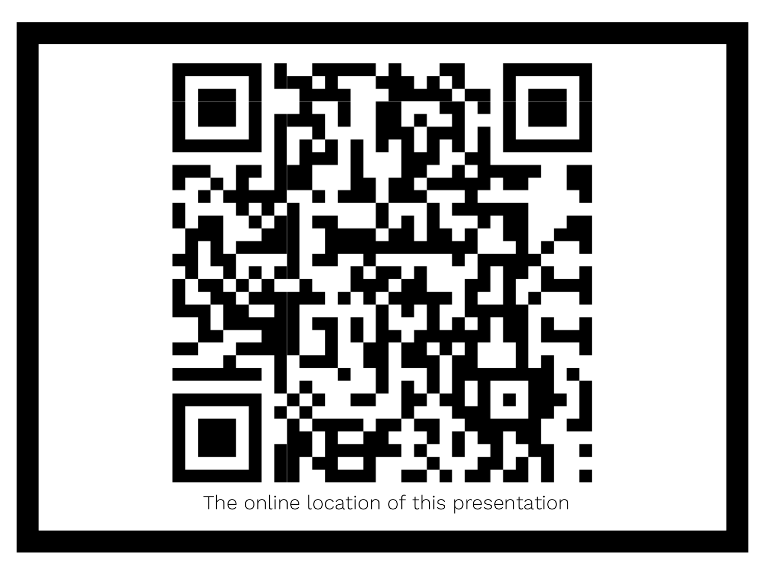The online location of this presentation